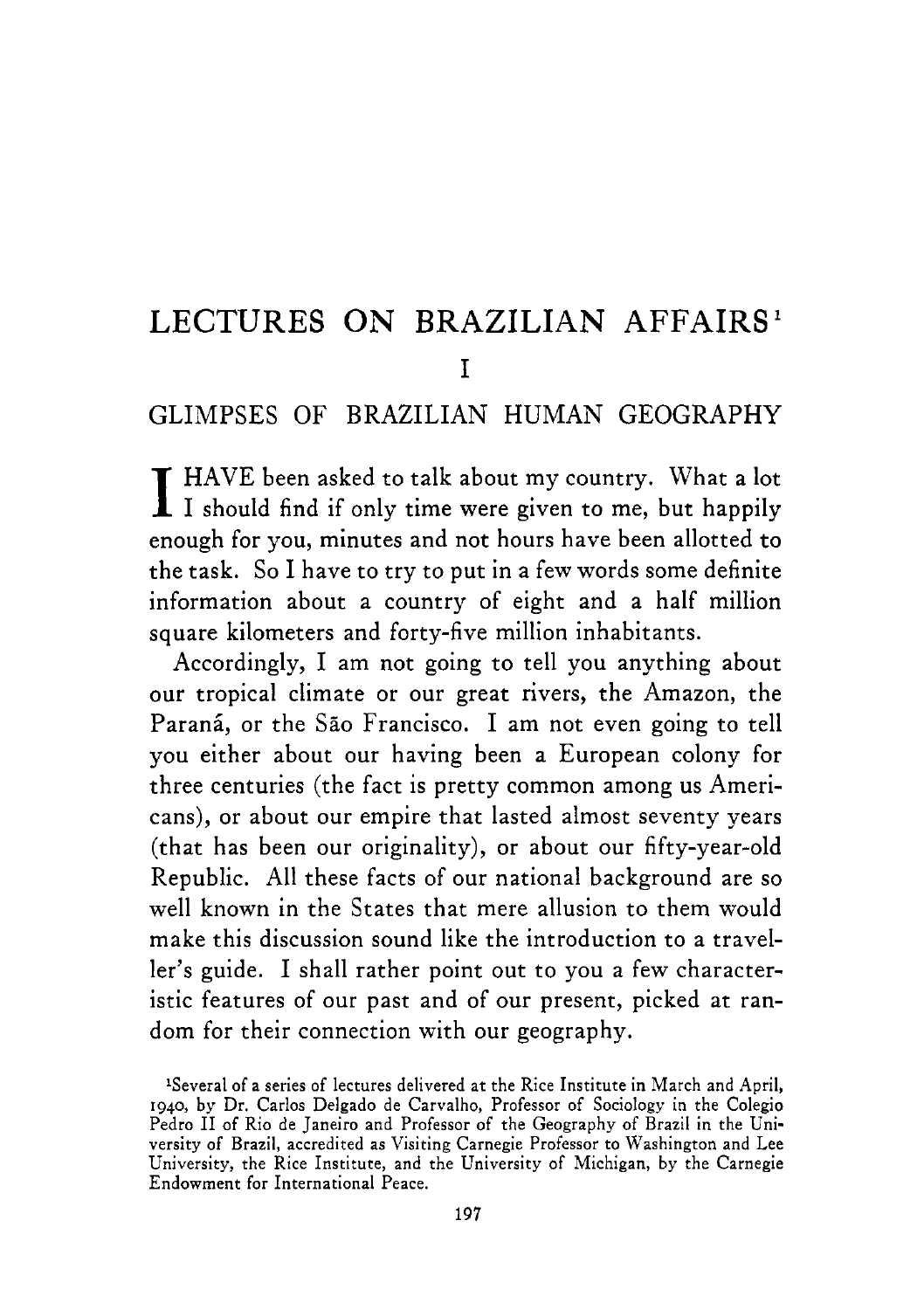# LECTURES ON BRAZILIAN AFFAIRS[1]

## I

## GLIMPSES OF BRAZILIAN HUMAN GEOGRAPHY

I HAVE been asked to talk about my country. What a lot I should find if only time were given to me, but happily enough for you, minutes and not hours have been allotted to the task. So I have to try to put in a few words some definite information about a country of eight and a half million square kilometers and forty-five million inhabitants.

Accordingly, I am not going to tell you anything about our tropical climate or our great rivers, the Amazon, the Paraná, or the São Francisco. I am not even going to tell you either about our having been a European colony for three centuries (the fact is pretty common among us Americans), or about our empire that lasted almost seventy years (that has been our originality), or about our fifty-year-old Republic. All these facts of our national background are so well known in the States that mere allusion to them would make this discussion sound like the introduction to a traveller's guide. I shall rather point out to you a few characteristic features of our past and of our present, picked at random for their connection with our geography.

[1]Several of a series of lectures delivered at the Rice Institute in March and April, 1940, by Dr. Carlos Delgado de Carvalho, Professor of Sociology in the Colegio Pedro II of Rio de Janeiro and Professor of the Geography of Brazil in the University of Brazil, accredited as Visiting Carnegie Professor to Washington and Lee University, the Rice Institute, and the University of Michigan, by the Carnegie Endowment for International Peace.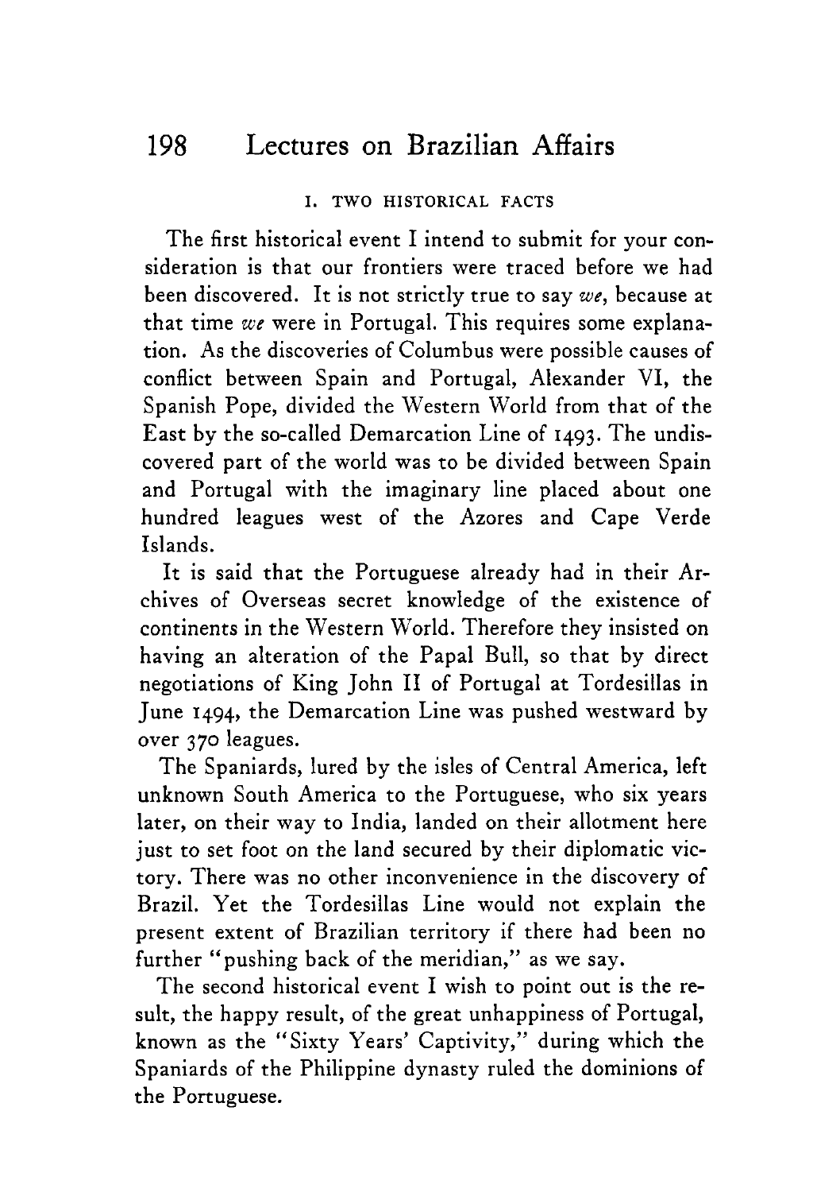### I. TWO HISTORICAL FACTS

The first historical event I intend to submit for your consideration is that our frontiers were traced before we had been discovered. It is not strictly true to say *we*, because at that time *we* were in Portugal. This requires some explanation. As the discoveries of Columbus were possible causes of conflict between Spain and Portugal, Alexander VI, the Spanish Pope, divided the Western World from that of the East by the so-called Demarcation Line of 1493. The undiscovered part of the world was to be divided between Spain and Portugal with the imaginary line placed about one hundred leagues west of the Azores and Cape Verde Islands.

It is said that the Portuguese already had in their Archives of Overseas secret knowledge of the existence of continents in the Western World. Therefore they insisted on having an alteration of the Papal Bull, so that by direct negotiations of King John II of Portugal at Tordesillas in June 1494, the Demarcation Line was pushed westward by over 370 leagues.

The Spaniards, lured by the isles of Central America, left unknown South America to the Portuguese, who six years later, on their way to India, landed on their allotment here just to set foot on the land secured by their diplomatic victory. There was no other inconvenience in the discovery of Brazil. Yet the Tordesillas Line would not explain the present extent of Brazilian territory if there had been no further "pushing back of the meridian," as we say.

The second historical event I wish to point out is the result, the happy result, of the great unhappiness of Portugal, known as the "Sixty Years' Captivity," during which the Spaniards of the Philippine dynasty ruled the dominions of the Portuguese.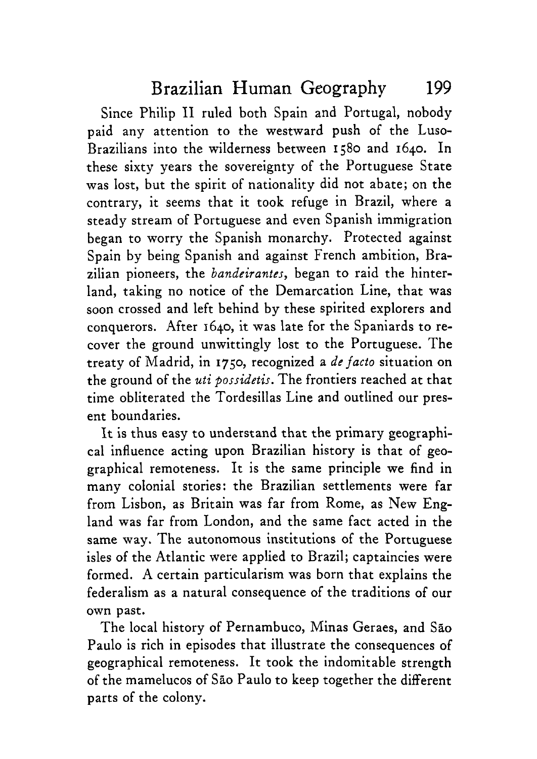Since Philip II ruled both Spain and Portugal, nobody paid any attention to the westward push of the Luso-Brazilians into the wilderness between 1580 and 1640. In these sixty years the sovereignty of the Portuguese State was lost, but the spirit of nationality did not abate; on the contrary, it seems that it took refuge in Brazil, where a steady stream of Portuguese and even Spanish immigration began to worry the Spanish monarchy. Protected against Spain by being Spanish and against French ambition, Brazilian pioneers, the *bandeirantes*, began to raid the hinterland, taking no notice of the Demarcation Line, that was soon crossed and left behind by these spirited explorers and conquerors. After 1640, it was late for the Spaniards to recover the ground unwittingly lost to the Portuguese. The treaty of Madrid, in 1750, recognized a *de facto* situation on the ground of the *uti possidetis*. The frontiers reached at that time obliterated the Tordesillas Line and outlined our present boundaries.

It is thus easy to understand that the primary geographical influence acting upon Brazilian history is that of geographical remoteness. It is the same principle we find in many colonial stories: the Brazilian settlements were far from Lisbon, as Britain was far from Rome, as New England was far from London, and the same fact acted in the same way. The autonomous institutions of the Portuguese isles of the Atlantic were applied to Brazil; captaincies were formed. A certain particularism was born that explains the federalism as a natural consequence of the traditions of our own past.

The local history of Pernambuco, Minas Geraes, and São Paulo is rich in episodes that illustrate the consequences of geographical remoteness. It took the indomitable strength of the mamelucos of São Paulo to keep together the different parts of the colony.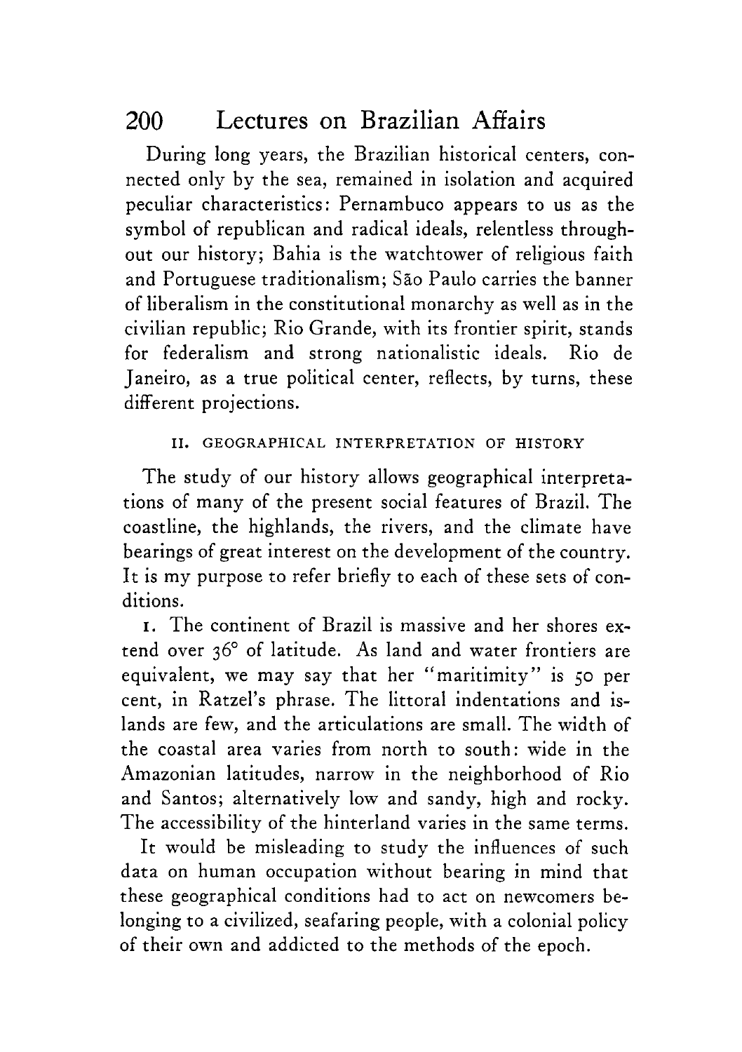During long years, the Brazilian historical centers, connected only by the sea, remained in isolation and acquired peculiar characteristics: Pernambuco appears to us as the symbol of republican and radical ideals, relentless throughout our history; Bahia is the watchtower of religious faith and Portuguese traditionalism; São Paulo carries the banner of liberalism in the constitutional monarchy as well as in the civilian republic; Rio Grande, with its frontier spirit, stands for federalism and strong nationalistic ideals. Rio de Janeiro, as a true political center, reflects, by turns, these different projections.

## II. GEOGRAPHICAL INTERPRETATION OF HISTORY

The study of our history allows geographical interpretations of many of the present social features of Brazil. The coastline, the highlands, the rivers, and the climate have bearings of great interest on the development of the country. It is my purpose to refer briefly to each of these sets of conditions.

1. The continent of Brazil is massive and her shores extend over 36° of latitude. As land and water frontiers are equivalent, we may say that her "maritimity" is 50 per cent, in Ratzel's phrase. The littoral indentations and islands are few, and the articulations are small. The width of the coastal area varies from north to south: wide in the Amazonian latitudes, narrow in the neighborhood of Rio and Santos; alternatively low and sandy, high and rocky. The accessibility of the hinterland varies in the same terms.

It would be misleading to study the influences of such data on human occupation without bearing in mind that these geographical conditions had to act on newcomers belonging to a civilized, seafaring people, with a colonial policy of their own and addicted to the methods of the epoch.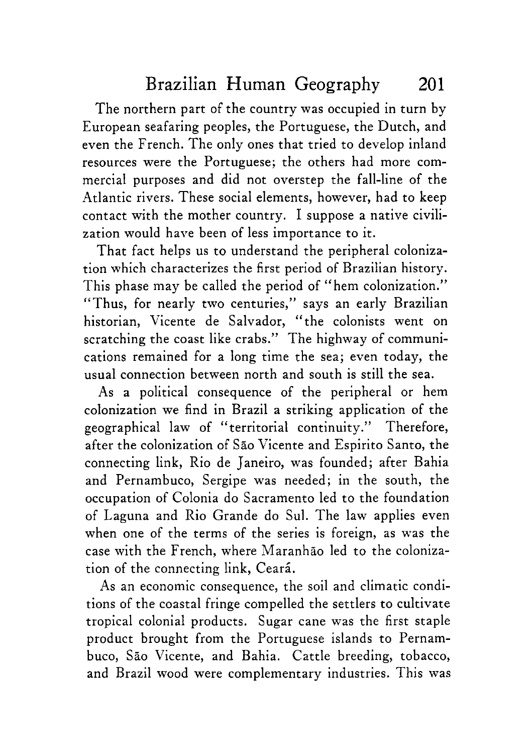The northern part of the country was occupied in turn by European seafaring peoples, the Portuguese, the Dutch, and even the French. The only ones that tried to develop inland resources were the Portuguese; the others had more commercial purposes and did not overstep the fall-line of the Atlantic rivers. These social elements, however, had to keep contact with the mother country. I suppose a native civilization would have been of less importance to it.

That fact helps us to understand the peripheral colonization which characterizes the first period of Brazilian history. This phase may be called the period of "hem colonization." "Thus, for nearly two centuries," says an early Brazilian historian, Vicente de Salvador, "the colonists went on scratching the coast like crabs." The highway of communications remained for a long time the sea; even today, the usual connection between north and south is still the sea.

As a political consequence of the peripheral or hem colonization we find in Brazil a striking application of the geographical law of "territorial continuity." Therefore, after the colonization of São Vicente and Espirito Santo, the connecting link, Rio de Janeiro, was founded; after Bahia and Pernambuco, Sergipe was needed; in the south, the occupation of Colonia do Sacramento led to the foundation of Laguna and Rio Grande do Sul. The law applies even when one of the terms of the series is foreign, as was the case with the French, where Maranhão led to the colonization of the connecting link, Ceará.

As an economic consequence, the soil and climatic conditions of the coastal fringe compelled the settlers to cultivate tropical colonial products. Sugar cane was the first staple product brought from the Portuguese islands to Pernambuco, São Vicente, and Bahia. Cattle breeding, tobacco, and Brazil wood were complementary industries. This was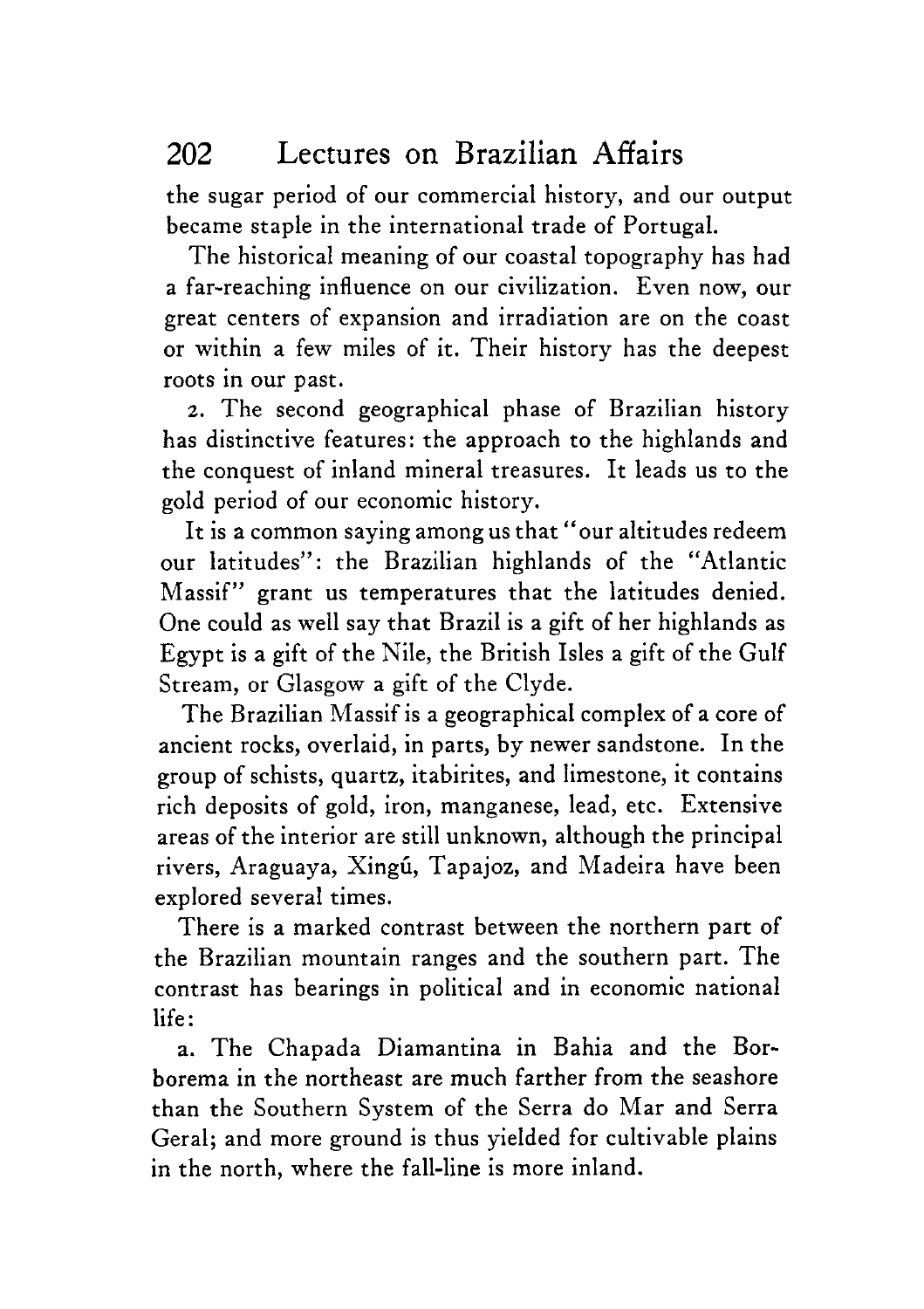the sugar period of our commercial history, and our output became staple in the international trade of Portugal.

The historical meaning of our coastal topography has had a far-reaching influence on our civilization. Even now, our great centers of expansion and irradiation are on the coast or within a few miles of it. Their history has the deepest roots in our past.

2. The second geographical phase of Brazilian history has distinctive features: the approach to the highlands and the conquest of inland mineral treasures. It leads us to the gold period of our economic history.

It is a common saying among us that "our altitudes redeem our latitudes": the Brazilian highlands of the "Atlantic Massif" grant us temperatures that the latitudes denied. One could as well say that Brazil is a gift of her highlands as Egypt is a gift of the Nile, the British Isles a gift of the Gulf Stream, or Glasgow a gift of the Clyde.

The Brazilian Massif is a geographical complex of a core of ancient rocks, overlaid, in parts, by newer sandstone. In the group of schists, quartz, itabirites, and limestone, it contains rich deposits of gold, iron, manganese, lead, etc. Extensive areas of the interior are still unknown, although the principal rivers, Araguaya, Xingú, Tapajoz, and Madeira have been explored several times.

There is a marked contrast between the northern part of the Brazilian mountain ranges and the southern part. The contrast has bearings in political and in economic national life:

a. The Chapada Diamantina in Bahia and the Borborema in the northeast are much farther from the seashore than the Southern System of the Serra do Mar and Serra Geral; and more ground is thus yielded for cultivable plains in the north, where the fall-line is more inland.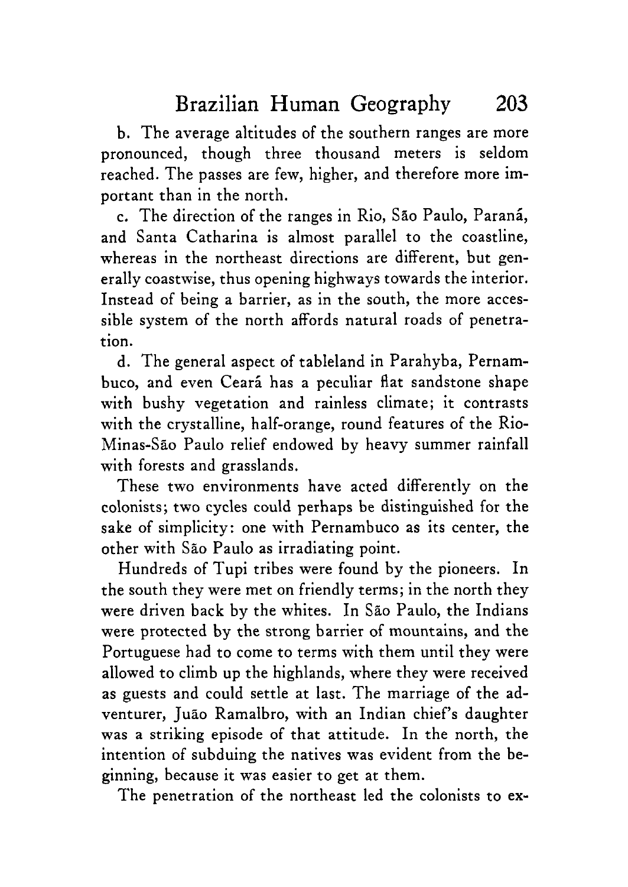b. The average altitudes of the southern ranges are more pronounced, though three thousand meters is seldom reached. The passes are few, higher, and therefore more important than in the north.

c. The direction of the ranges in Rio, São Paulo, Paraná, and Santa Catharina is almost parallel to the coastline, whereas in the northeast directions are different, but generally coastwise, thus opening highways towards the interior. Instead of being a barrier, as in the south, the more accessible system of the north affords natural roads of penetration.

d. The general aspect of tableland in Parahyba, Pernambuco, and even Ceará has a peculiar flat sandstone shape with bushy vegetation and rainless climate; it contrasts with the crystalline, half-orange, round features of the Rio-Minas-São Paulo relief endowed by heavy summer rainfall with forests and grasslands.

These two environments have acted differently on the colonists; two cycles could perhaps be distinguished for the sake of simplicity: one with Pernambuco as its center, the other with São Paulo as irradiating point.

Hundreds of Tupi tribes were found by the pioneers. In the south they were met on friendly terms; in the north they were driven back by the whites. In São Paulo, the Indians were protected by the strong barrier of mountains, and the Portuguese had to come to terms with them until they were allowed to climb up the highlands, where they were received as guests and could settle at last. The marriage of the adventurer, Juão Ramalbro, with an Indian chief's daughter was a striking episode of that attitude. In the north, the intention of subduing the natives was evident from the beginning, because it was easier to get at them.

The penetration of the northeast led the colonists to ex-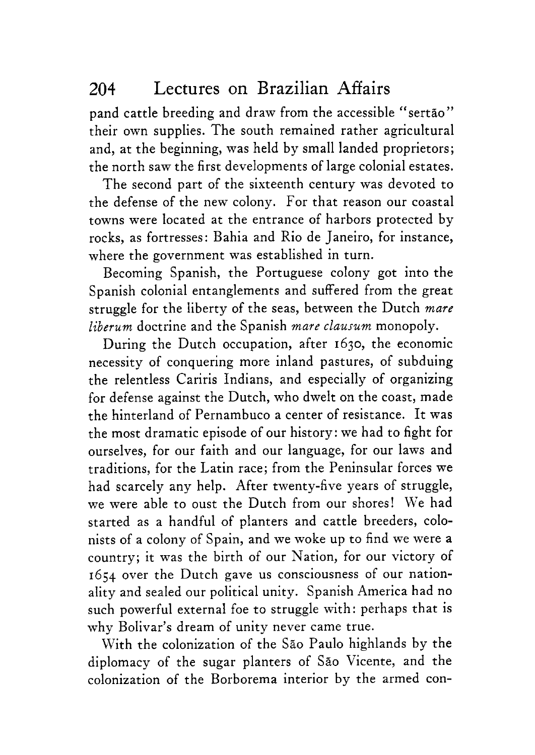pand cattle breeding and draw from the accessible "sertão" their own supplies. The south remained rather agricultural and, at the beginning, was held by small landed proprietors; the north saw the first developments of large colonial estates.

The second part of the sixteenth century was devoted to the defense of the new colony. For that reason our coastal towns were located at the entrance of harbors protected by rocks, as fortresses: Bahia and Rio de Janeiro, for instance, where the government was established in turn.

Becoming Spanish, the Portuguese colony got into the Spanish colonial entanglements and suffered from the great struggle for the liberty of the seas, between the Dutch *mare liberum* doctrine and the Spanish *mare clausum* monopoly.

During the Dutch occupation, after 1630, the economic necessity of conquering more inland pastures, of subduing the relentless Cariris Indians, and especially of organizing for defense against the Dutch, who dwelt on the coast, made the hinterland of Pernambuco a center of resistance. It was the most dramatic episode of our history: we had to fight for ourselves, for our faith and our language, for our laws and traditions, for the Latin race; from the Peninsular forces we had scarcely any help. After twenty-five years of struggle, we were able to oust the Dutch from our shores! We had started as a handful of planters and cattle breeders, colonists of a colony of Spain, and we woke up to find we were a country; it was the birth of our Nation, for our victory of 1654 over the Dutch gave us consciousness of our nationality and sealed our political unity. Spanish America had no such powerful external foe to struggle with: perhaps that is why Bolivar's dream of unity never came true.

With the colonization of the São Paulo highlands by the diplomacy of the sugar planters of São Vicente, and the colonization of the Borborema interior by the armed con-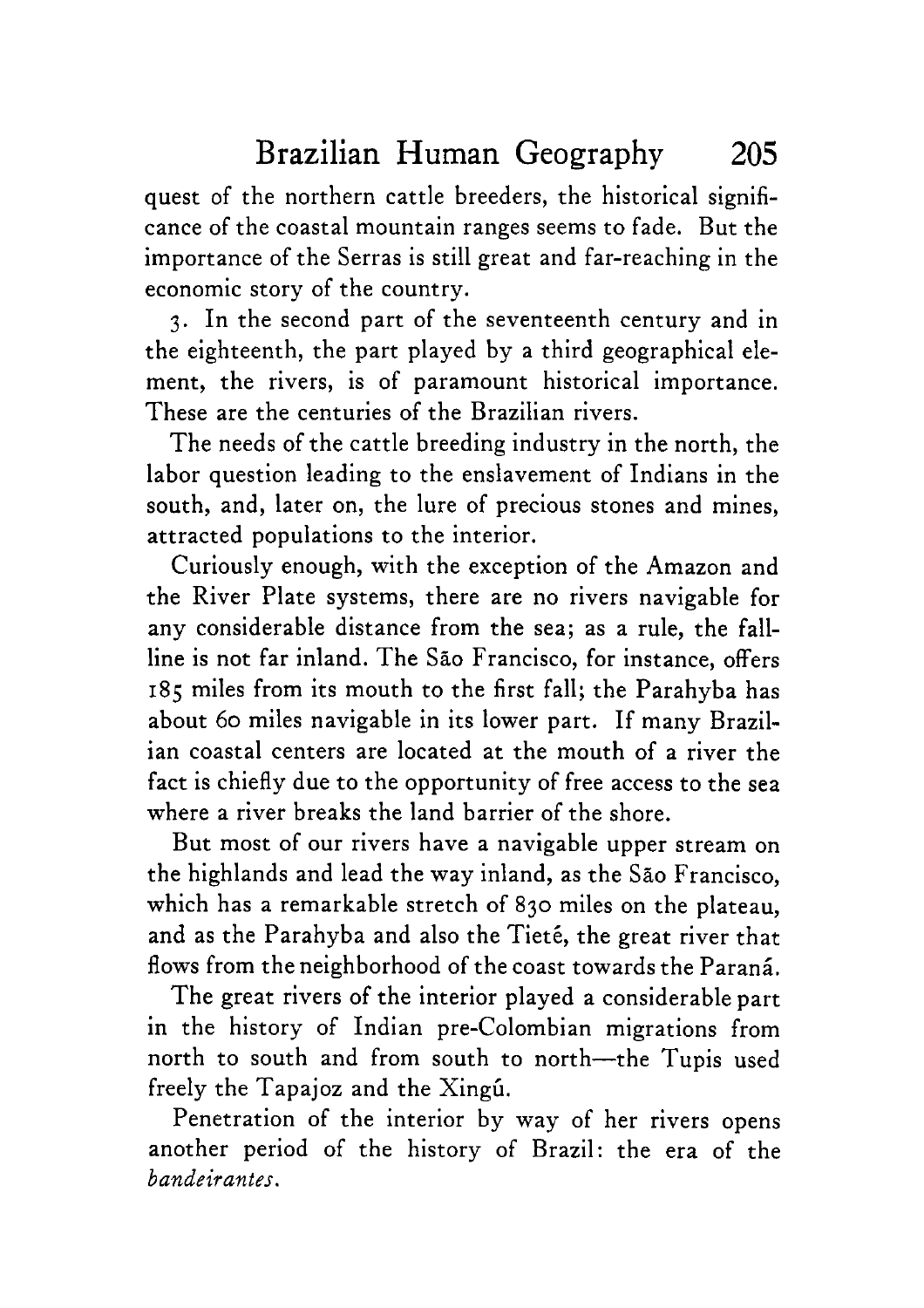quest of the northern cattle breeders, the historical significance of the coastal mountain ranges seems to fade. But the importance of the Serras is still great and far-reaching in the economic story of the country.

3. In the second part of the seventeenth century and in the eighteenth, the part played by a third geographical element, the rivers, is of paramount historical importance. These are the centuries of the Brazilian rivers.

The needs of the cattle breeding industry in the north, the labor question leading to the enslavement of Indians in the south, and, later on, the lure of precious stones and mines, attracted populations to the interior.

Curiously enough, with the exception of the Amazon and the River Plate systems, there are no rivers navigable for any considerable distance from the sea; as a rule, the fall-line is not far inland. The São Francisco, for instance, offers 185 miles from its mouth to the first fall; the Parahyba has about 60 miles navigable in its lower part. If many Brazilian coastal centers are located at the mouth of a river the fact is chiefly due to the opportunity of free access to the sea where a river breaks the land barrier of the shore.

But most of our rivers have a navigable upper stream on the highlands and lead the way inland, as the São Francisco, which has a remarkable stretch of 830 miles on the plateau, and as the Parahyba and also the Tieté, the great river that flows from the neighborhood of the coast towards the Paraná.

The great rivers of the interior played a considerable part in the history of Indian pre-Colombian migrations from north to south and from south to north—the Tupis used freely the Tapajoz and the Xingú.

Penetration of the interior by way of her rivers opens another period of the history of Brazil: the era of the *bandeirantes*.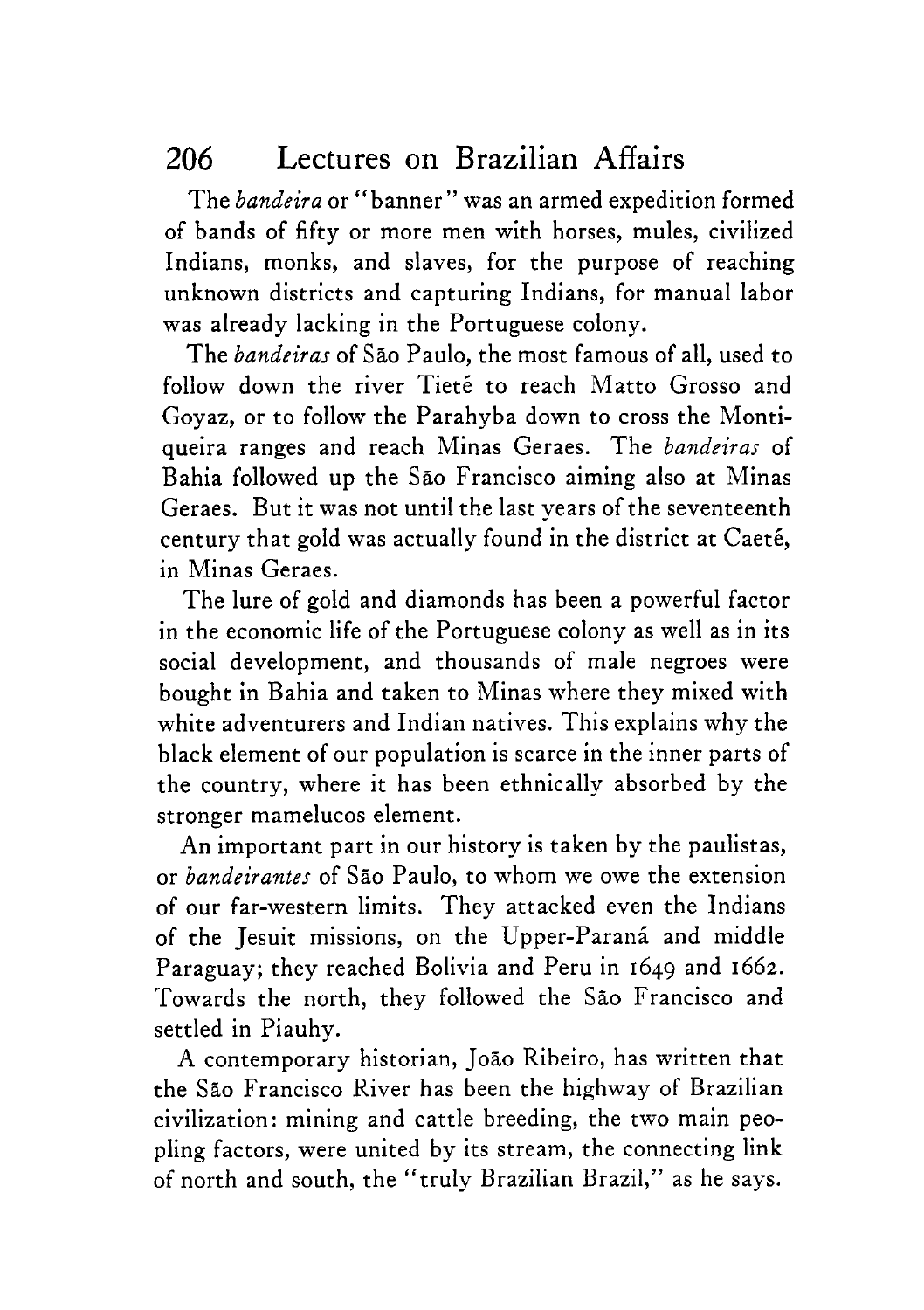The *bandeira* or "banner" was an armed expedition formed of bands of fifty or more men with horses, mules, civilized Indians, monks, and slaves, for the purpose of reaching unknown districts and capturing Indians, for manual labor was already lacking in the Portuguese colony.

The *bandeiras* of São Paulo, the most famous of all, used to follow down the river Tieté to reach Matto Grosso and Goyaz, or to follow the Parahyba down to cross the Montiqueira ranges and reach Minas Geraes. The *bandeiras* of Bahia followed up the São Francisco aiming also at Minas Geraes. But it was not until the last years of the seventeenth century that gold was actually found in the district at Caeté, in Minas Geraes.

The lure of gold and diamonds has been a powerful factor in the economic life of the Portuguese colony as well as in its social development, and thousands of male negroes were bought in Bahia and taken to Minas where they mixed with white adventurers and Indian natives. This explains why the black element of our population is scarce in the inner parts of the country, where it has been ethnically absorbed by the stronger mamelucos element.

An important part in our history is taken by the paulistas, or *bandeirantes* of São Paulo, to whom we owe the extension of our far-western limits. They attacked even the Indians of the Jesuit missions, on the Upper-Paraná and middle Paraguay; they reached Bolivia and Peru in 1649 and 1662. Towards the north, they followed the São Francisco and settled in Piauhy.

A contemporary historian, João Ribeiro, has written that the São Francisco River has been the highway of Brazilian civilization: mining and cattle breeding, the two main peopling factors, were united by its stream, the connecting link of north and south, the "truly Brazilian Brazil," as he says.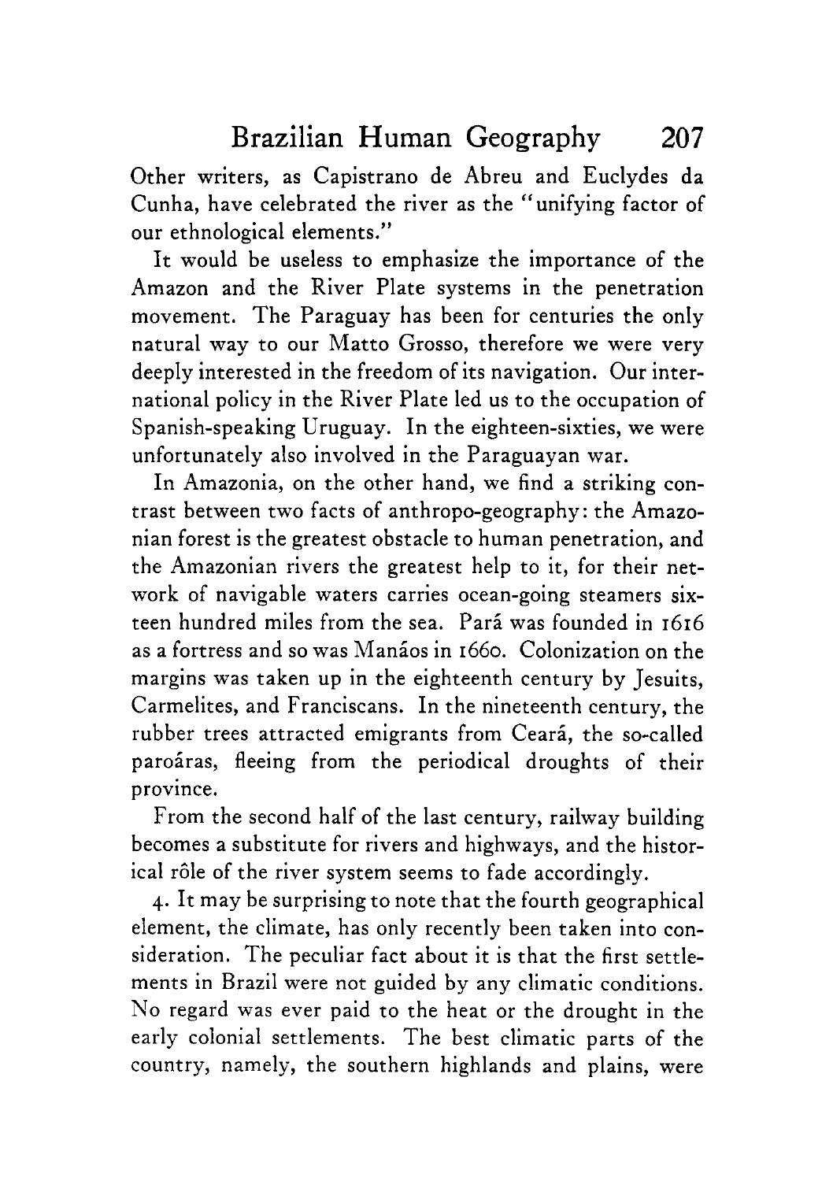Other writers, as Capistrano de Abreu and Euclydes da Cunha, have celebrated the river as the "unifying factor of our ethnological elements."

It would be useless to emphasize the importance of the Amazon and the River Plate systems in the penetration movement. The Paraguay has been for centuries the only natural way to our Matto Grosso, therefore we were very deeply interested in the freedom of its navigation. Our international policy in the River Plate led us to the occupation of Spanish-speaking Uruguay. In the eighteen-sixties, we were unfortunately also involved in the Paraguayan war.

In Amazonia, on the other hand, we find a striking contrast between two facts of anthropo-geography: the Amazonian forest is the greatest obstacle to human penetration, and the Amazonian rivers the greatest help to it, for their network of navigable waters carries ocean-going steamers sixteen hundred miles from the sea. Pará was founded in 1616 as a fortress and so was Manáos in 1660. Colonization on the margins was taken up in the eighteenth century by Jesuits, Carmelites, and Franciscans. In the nineteenth century, the rubber trees attracted emigrants from Ceará, the so-called paroáras, fleeing from the periodical droughts of their province.

From the second half of the last century, railway building becomes a substitute for rivers and highways, and the historical rôle of the river system seems to fade accordingly.

4. It may be surprising to note that the fourth geographical element, the climate, has only recently been taken into consideration. The peculiar fact about it is that the first settlements in Brazil were not guided by any climatic conditions. No regard was ever paid to the heat or the drought in the early colonial settlements. The best climatic parts of the country, namely, the southern highlands and plains, were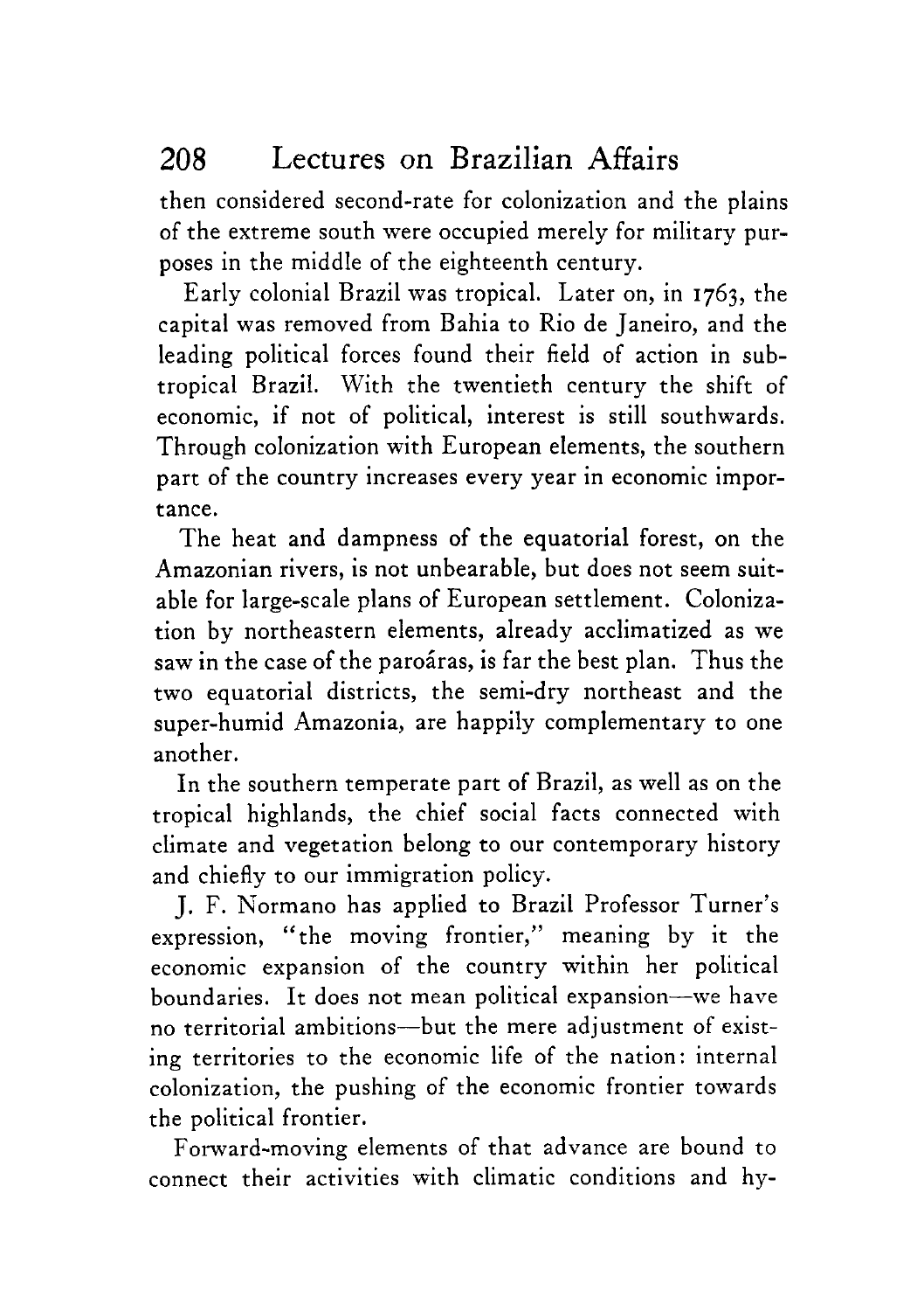then considered second-rate for colonization and the plains of the extreme south were occupied merely for military purposes in the middle of the eighteenth century.

Early colonial Brazil was tropical. Later on, in 1763, the capital was removed from Bahia to Rio de Janeiro, and the leading political forces found their field of action in subtropical Brazil. With the twentieth century the shift of economic, if not of political, interest is still southwards. Through colonization with European elements, the southern part of the country increases every year in economic importance.

The heat and dampness of the equatorial forest, on the Amazonian rivers, is not unbearable, but does not seem suitable for large-scale plans of European settlement. Colonization by northeastern elements, already acclimatized as we saw in the case of the paroáras, is far the best plan. Thus the two equatorial districts, the semi-dry northeast and the super-humid Amazonia, are happily complementary to one another.

In the southern temperate part of Brazil, as well as on the tropical highlands, the chief social facts connected with climate and vegetation belong to our contemporary history and chiefly to our immigration policy.

J. F. Normano has applied to Brazil Professor Turner's expression, "the moving frontier," meaning by it the economic expansion of the country within her political boundaries. It does not mean political expansion—we have no territorial ambitions—but the mere adjustment of existing territories to the economic life of the nation: internal colonization, the pushing of the economic frontier towards the political frontier.

Forward-moving elements of that advance are bound to connect their activities with climatic conditions and hy-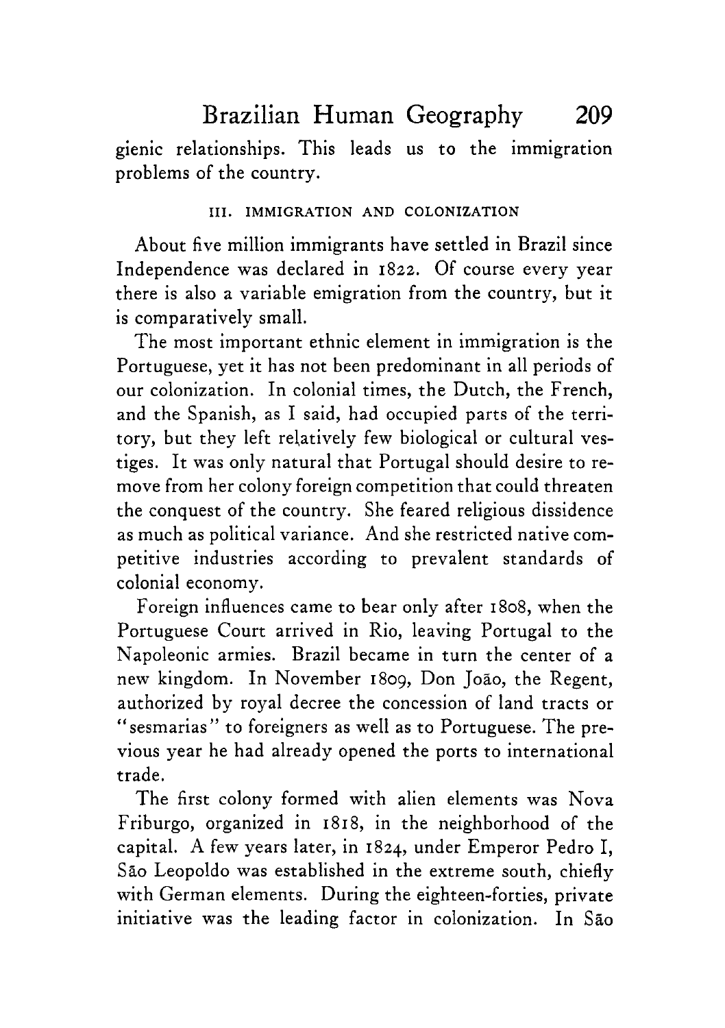gienic relationships. This leads us to the immigration problems of the country.

### III. IMMIGRATION AND COLONIZATION

About five million immigrants have settled in Brazil since Independence was declared in 1822. Of course every year there is also a variable emigration from the country, but it is comparatively small.

The most important ethnic element in immigration is the Portuguese, yet it has not been predominant in all periods of our colonization. In colonial times, the Dutch, the French, and the Spanish, as I said, had occupied parts of the territory, but they left relatively few biological or cultural vestiges. It was only natural that Portugal should desire to remove from her colony foreign competition that could threaten the conquest of the country. She feared religious dissidence as much as political variance. And she restricted native competitive industries according to prevalent standards of colonial economy.

Foreign influences came to bear only after 1808, when the Portuguese Court arrived in Rio, leaving Portugal to the Napoleonic armies. Brazil became in turn the center of a new kingdom. In November 1809, Don João, the Regent, authorized by royal decree the concession of land tracts or "sesmarias" to foreigners as well as to Portuguese. The previous year he had already opened the ports to international trade.

The first colony formed with alien elements was Nova Friburgo, organized in 1818, in the neighborhood of the capital. A few years later, in 1824, under Emperor Pedro I, São Leopoldo was established in the extreme south, chiefly with German elements. During the eighteen-forties, private initiative was the leading factor in colonization. In São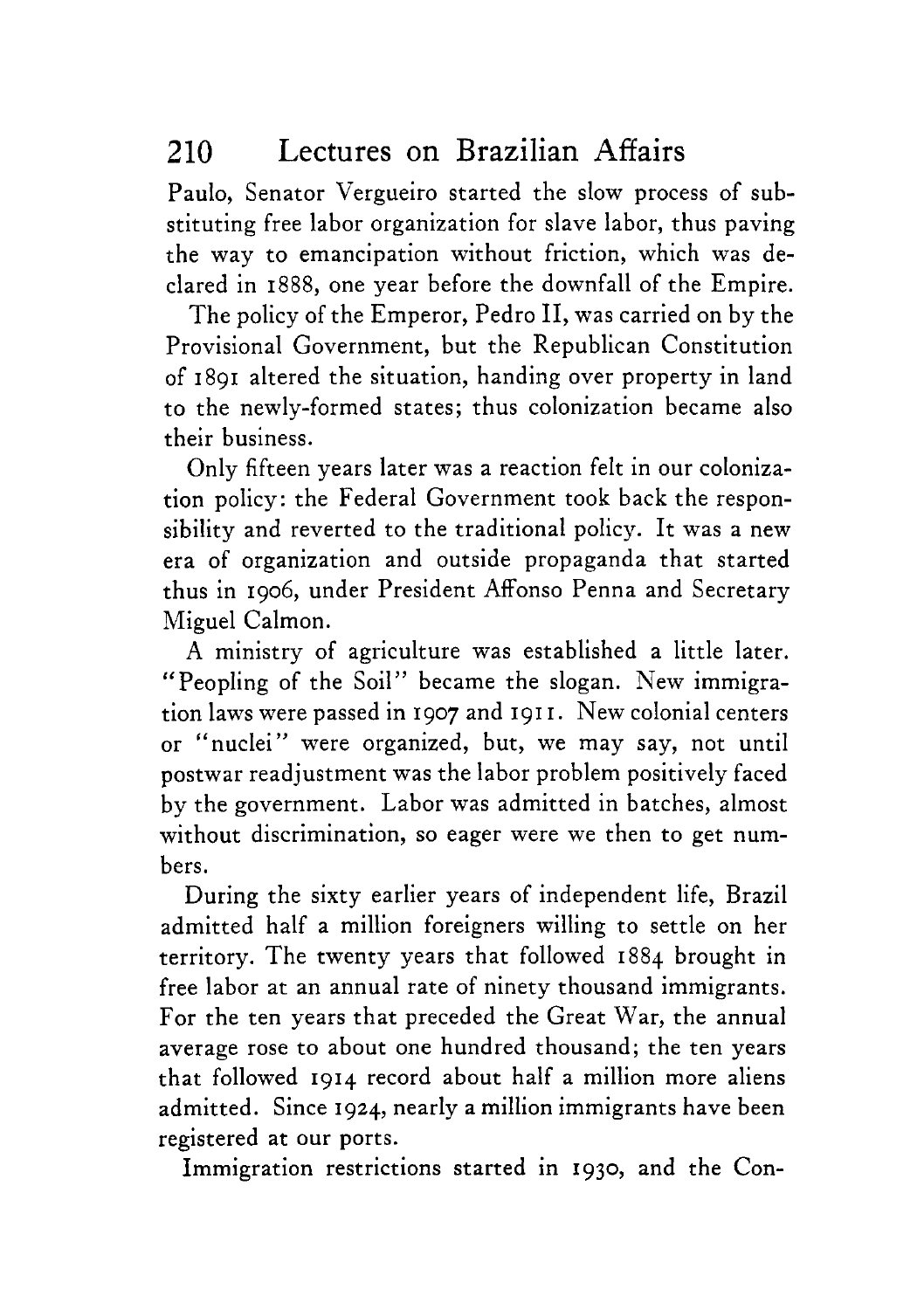Paulo, Senator Vergueiro started the slow process of substituting free labor organization for slave labor, thus paving the way to emancipation without friction, which was declared in 1888, one year before the downfall of the Empire.

The policy of the Emperor, Pedro II, was carried on by the Provisional Government, but the Republican Constitution of 1891 altered the situation, handing over property in land to the newly-formed states; thus colonization became also their business.

Only fifteen years later was a reaction felt in our colonization policy: the Federal Government took back the responsibility and reverted to the traditional policy. It was a new era of organization and outside propaganda that started thus in 1906, under President Affonso Penna and Secretary Miguel Calmon.

A ministry of agriculture was established a little later. "Peopling of the Soil" became the slogan. New immigration laws were passed in 1907 and 1911. New colonial centers or "nuclei" were organized, but, we may say, not until postwar readjustment was the labor problem positively faced by the government. Labor was admitted in batches, almost without discrimination, so eager were we then to get numbers.

During the sixty earlier years of independent life, Brazil admitted half a million foreigners willing to settle on her territory. The twenty years that followed 1884 brought in free labor at an annual rate of ninety thousand immigrants. For the ten years that preceded the Great War, the annual average rose to about one hundred thousand; the ten years that followed 1914 record about half a million more aliens admitted. Since 1924, nearly a million immigrants have been registered at our ports.

Immigration restrictions started in 1930, and the Con-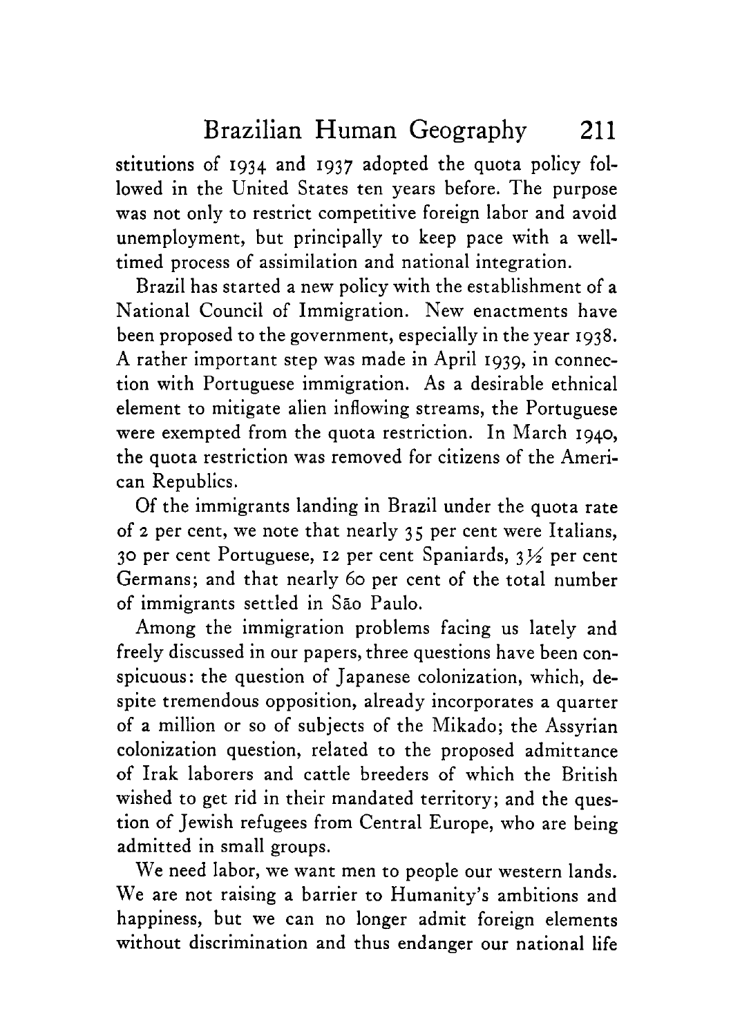stitutions of 1934 and 1937 adopted the quota policy followed in the United States ten years before. The purpose was not only to restrict competitive foreign labor and avoid unemployment, but principally to keep pace with a well-timed process of assimilation and national integration.

Brazil has started a new policy with the establishment of a National Council of Immigration. New enactments have been proposed to the government, especially in the year 1938. A rather important step was made in April 1939, in connection with Portuguese immigration. As a desirable ethnical element to mitigate alien inflowing streams, the Portuguese were exempted from the quota restriction. In March 1940, the quota restriction was removed for citizens of the American Republics.

Of the immigrants landing in Brazil under the quota rate of 2 per cent, we note that nearly 35 per cent were Italians, 30 per cent Portuguese, 12 per cent Spaniards, 3½ per cent Germans; and that nearly 60 per cent of the total number of immigrants settled in São Paulo.

Among the immigration problems facing us lately and freely discussed in our papers, three questions have been conspicuous: the question of Japanese colonization, which, despite tremendous opposition, already incorporates a quarter of a million or so of subjects of the Mikado; the Assyrian colonization question, related to the proposed admittance of Irak laborers and cattle breeders of which the British wished to get rid in their mandated territory; and the question of Jewish refugees from Central Europe, who are being admitted in small groups.

We need labor, we want men to people our western lands. We are not raising a barrier to Humanity's ambitions and happiness, but we can no longer admit foreign elements without discrimination and thus endanger our national life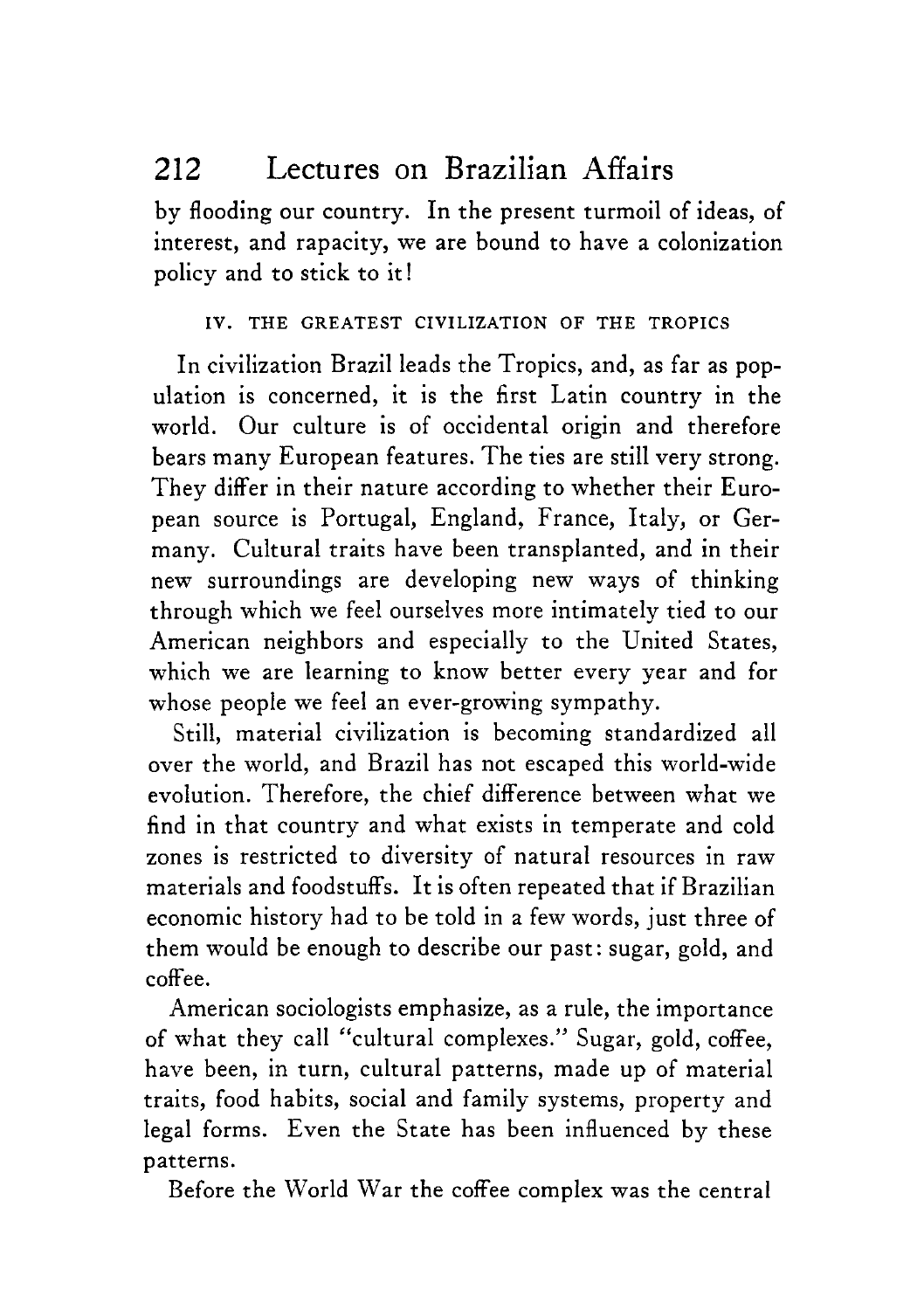by flooding our country. In the present turmoil of ideas, of interest, and rapacity, we are bound to have a colonization policy and to stick to it!

## IV. THE GREATEST CIVILIZATION OF THE TROPICS

In civilization Brazil leads the Tropics, and, as far as population is concerned, it is the first Latin country in the world. Our culture is of occidental origin and therefore bears many European features. The ties are still very strong. They differ in their nature according to whether their European source is Portugal, England, France, Italy, or Germany. Cultural traits have been transplanted, and in their new surroundings are developing new ways of thinking through which we feel ourselves more intimately tied to our American neighbors and especially to the United States, which we are learning to know better every year and for whose people we feel an ever-growing sympathy.

Still, material civilization is becoming standardized all over the world, and Brazil has not escaped this world-wide evolution. Therefore, the chief difference between what we find in that country and what exists in temperate and cold zones is restricted to diversity of natural resources in raw materials and foodstuffs. It is often repeated that if Brazilian economic history had to be told in a few words, just three of them would be enough to describe our past: sugar, gold, and coffee.

American sociologists emphasize, as a rule, the importance of what they call "cultural complexes." Sugar, gold, coffee, have been, in turn, cultural patterns, made up of material traits, food habits, social and family systems, property and legal forms. Even the State has been influenced by these patterns.

Before the World War the coffee complex was the central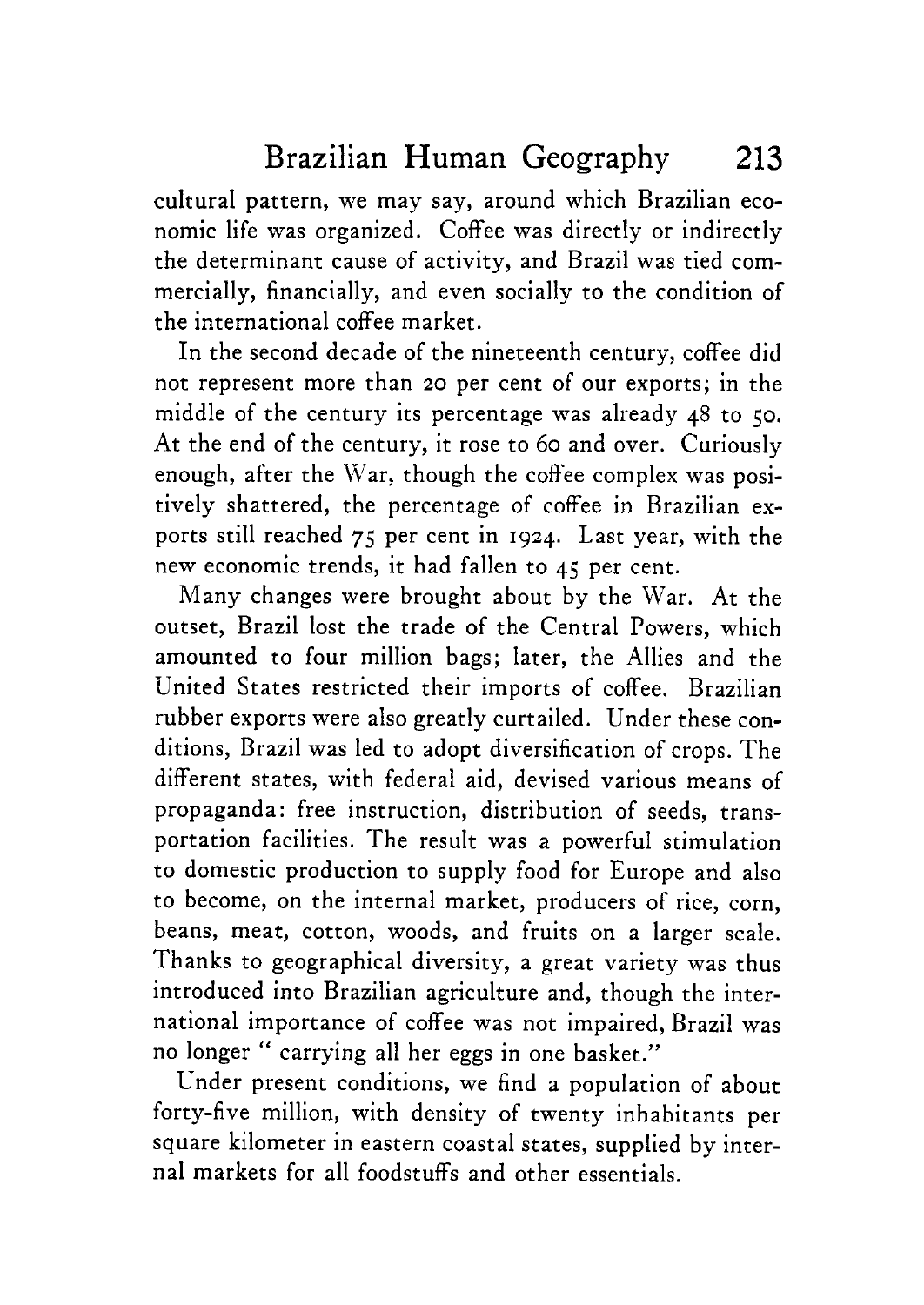cultural pattern, we may say, around which Brazilian economic life was organized. Coffee was directly or indirectly the determinant cause of activity, and Brazil was tied commercially, financially, and even socially to the condition of the international coffee market.

In the second decade of the nineteenth century, coffee did not represent more than 20 per cent of our exports; in the middle of the century its percentage was already 48 to 50. At the end of the century, it rose to 60 and over. Curiously enough, after the War, though the coffee complex was positively shattered, the percentage of coffee in Brazilian exports still reached 75 per cent in 1924. Last year, with the new economic trends, it had fallen to 45 per cent.

Many changes were brought about by the War. At the outset, Brazil lost the trade of the Central Powers, which amounted to four million bags; later, the Allies and the United States restricted their imports of coffee. Brazilian rubber exports were also greatly curtailed. Under these conditions, Brazil was led to adopt diversification of crops. The different states, with federal aid, devised various means of propaganda: free instruction, distribution of seeds, transportation facilities. The result was a powerful stimulation to domestic production to supply food for Europe and also to become, on the internal market, producers of rice, corn, beans, meat, cotton, woods, and fruits on a larger scale. Thanks to geographical diversity, a great variety was thus introduced into Brazilian agriculture and, though the international importance of coffee was not impaired, Brazil was no longer " carrying all her eggs in one basket."

Under present conditions, we find a population of about forty-five million, with density of twenty inhabitants per square kilometer in eastern coastal states, supplied by internal markets for all foodstuffs and other essentials.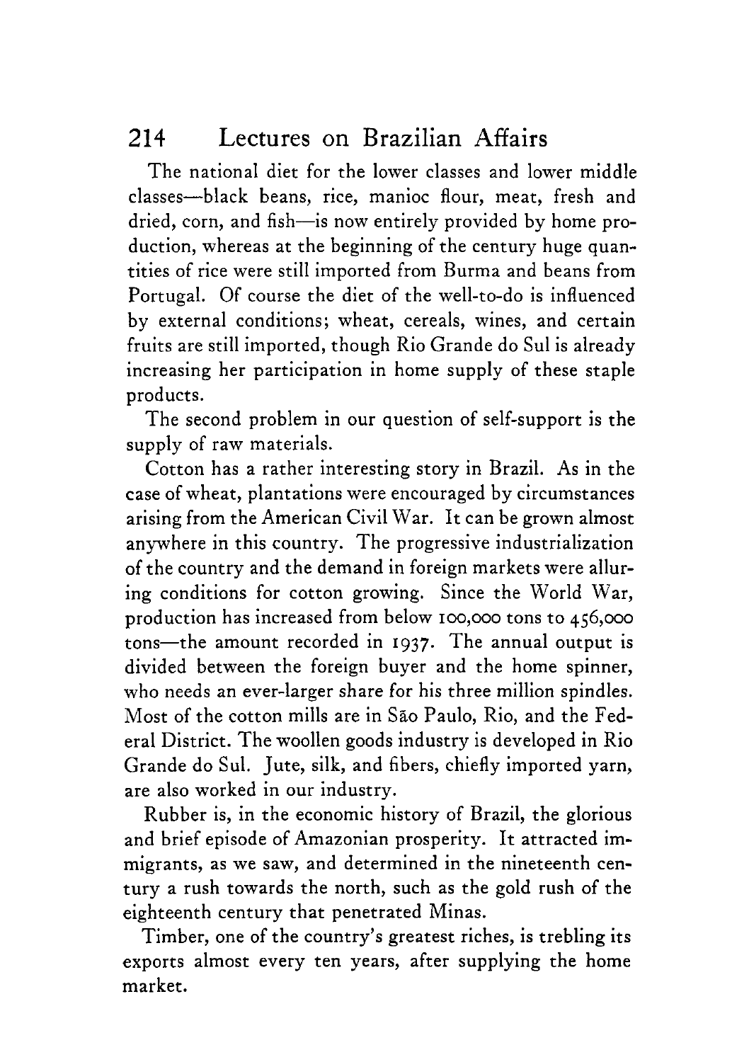The national diet for the lower classes and lower middle classes—black beans, rice, manioc flour, meat, fresh and dried, corn, and fish—is now entirely provided by home production, whereas at the beginning of the century huge quantities of rice were still imported from Burma and beans from Portugal. Of course the diet of the well-to-do is influenced by external conditions; wheat, cereals, wines, and certain fruits are still imported, though Rio Grande do Sul is already increasing her participation in home supply of these staple products.

The second problem in our question of self-support is the supply of raw materials.

Cotton has a rather interesting story in Brazil. As in the case of wheat, plantations were encouraged by circumstances arising from the American Civil War. It can be grown almost anywhere in this country. The progressive industrialization of the country and the demand in foreign markets were alluring conditions for cotton growing. Since the World War, production has increased from below 100,000 tons to 456,000 tons—the amount recorded in 1937. The annual output is divided between the foreign buyer and the home spinner, who needs an ever-larger share for his three million spindles. Most of the cotton mills are in São Paulo, Rio, and the Federal District. The woollen goods industry is developed in Rio Grande do Sul. Jute, silk, and fibers, chiefly imported yarn, are also worked in our industry.

Rubber is, in the economic history of Brazil, the glorious and brief episode of Amazonian prosperity. It attracted immigrants, as we saw, and determined in the nineteenth century a rush towards the north, such as the gold rush of the eighteenth century that penetrated Minas.

Timber, one of the country's greatest riches, is trebling its exports almost every ten years, after supplying the home market.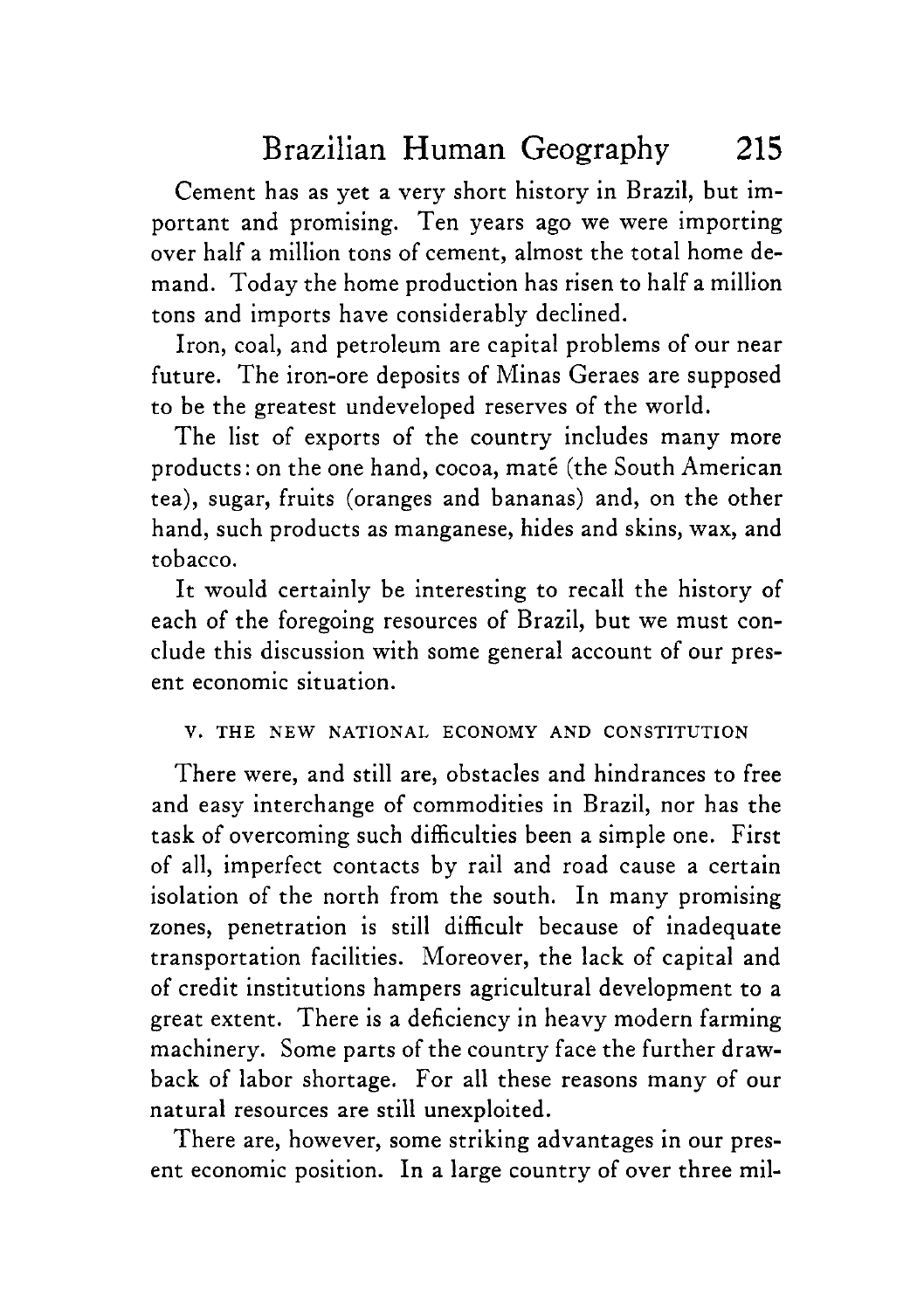Cement has as yet a very short history in Brazil, but important and promising. Ten years ago we were importing over half a million tons of cement, almost the total home demand. Today the home production has risen to half a million tons and imports have considerably declined.

Iron, coal, and petroleum are capital problems of our near future. The iron-ore deposits of Minas Geraes are supposed to be the greatest undeveloped reserves of the world.

The list of exports of the country includes many more products: on the one hand, cocoa, maté (the South American tea), sugar, fruits (oranges and bananas) and, on the other hand, such products as manganese, hides and skins, wax, and tobacco.

It would certainly be interesting to recall the history of each of the foregoing resources of Brazil, but we must conclude this discussion with some general account of our present economic situation.

### V. THE NEW NATIONAL ECONOMY AND CONSTITUTION

There were, and still are, obstacles and hindrances to free and easy interchange of commodities in Brazil, nor has the task of overcoming such difficulties been a simple one. First of all, imperfect contacts by rail and road cause a certain isolation of the north from the south. In many promising zones, penetration is still difficult because of inadequate transportation facilities. Moreover, the lack of capital and of credit institutions hampers agricultural development to a great extent. There is a deficiency in heavy modern farming machinery. Some parts of the country face the further drawback of labor shortage. For all these reasons many of our natural resources are still unexploited.

There are, however, some striking advantages in our present economic position. In a large country of over three mil-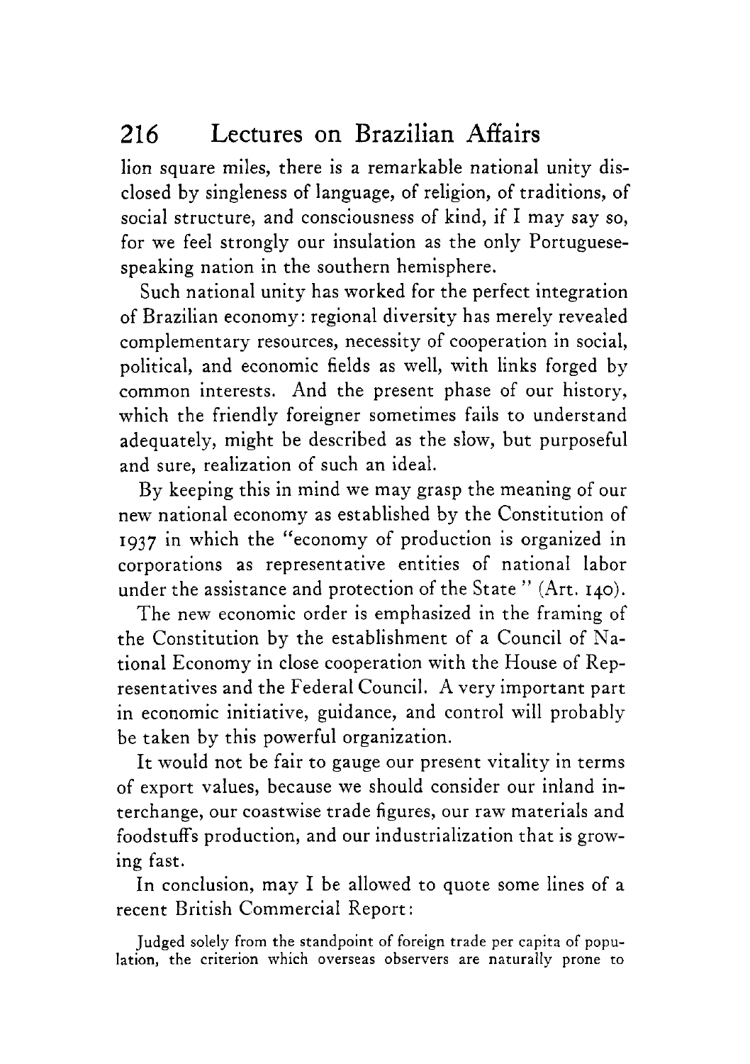lion square miles, there is a remarkable national unity disclosed by singleness of language, of religion, of traditions, of social structure, and consciousness of kind, if I may say so, for we feel strongly our insulation as the only Portuguese-speaking nation in the southern hemisphere.

Such national unity has worked for the perfect integration of Brazilian economy: regional diversity has merely revealed complementary resources, necessity of cooperation in social, political, and economic fields as well, with links forged by common interests. And the present phase of our history, which the friendly foreigner sometimes fails to understand adequately, might be described as the slow, but purposeful and sure, realization of such an ideal.

By keeping this in mind we may grasp the meaning of our new national economy as established by the Constitution of 1937 in which the "economy of production is organized in corporations as representative entities of national labor under the assistance and protection of the State" (Art. 140).

The new economic order is emphasized in the framing of the Constitution by the establishment of a Council of National Economy in close cooperation with the House of Representatives and the Federal Council. A very important part in economic initiative, guidance, and control will probably be taken by this powerful organization.

It would not be fair to gauge our present vitality in terms of export values, because we should consider our inland interchange, our coastwise trade figures, our raw materials and foodstuffs production, and our industrialization that is growing fast.

In conclusion, may I be allowed to quote some lines of a recent British Commercial Report:

> Judged solely from the standpoint of foreign trade per capita of population, the criterion which overseas observers are naturally prone to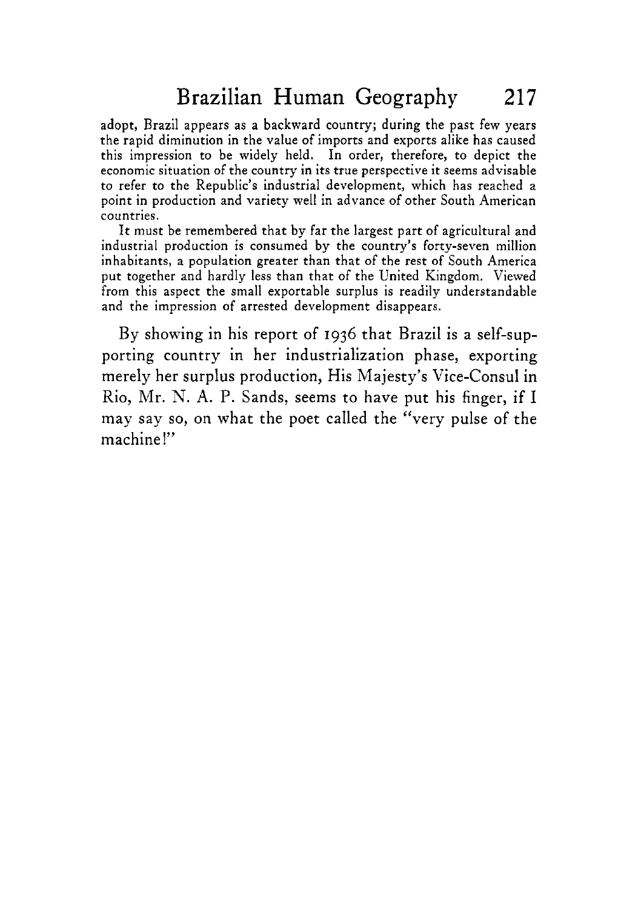> adopt, Brazil appears as a backward country; during the past few years the rapid diminution in the value of imports and exports alike has caused this impression to be widely held. In order, therefore, to depict the economic situation of the country in its true perspective it seems advisable to refer to the Republic's industrial development, which has reached a point in production and variety well in advance of other South American countries.
>
> It must be remembered that by far the largest part of agricultural and industrial production is consumed by the country's forty-seven million inhabitants, a population greater than that of the rest of South America put together and hardly less than that of the United Kingdom. Viewed from this aspect the small exportable surplus is readily understandable and the impression of arrested development disappears.

By showing in his report of 1936 that Brazil is a self-supporting country in her industrialization phase, exporting merely her surplus production, His Majesty's Vice-Consul in Rio, Mr. N. A. P. Sands, seems to have put his finger, if I may say so, on what the poet called the "very pulse of the machine!"